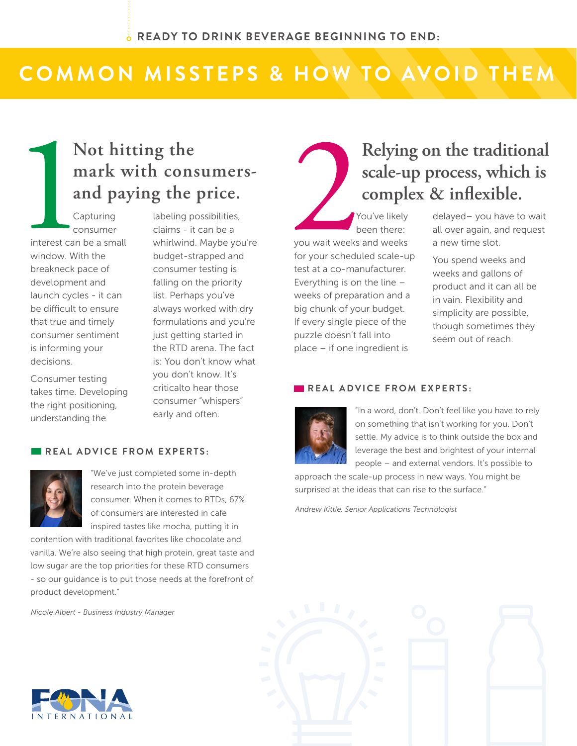READY TO DRINK BEVERAGE BEGINNING TO END:

# COMMON MISSTEPS & HOW TO AVOID THEM

## 1 Not hitting the mark with consumers- and paying the price.

Capturing consumer interest can be a small window. With the breakneck pace of development and launch cycles - it can be difficult to ensure that true and timely consumer sentiment is informing your decisions.

Consumer testing takes time. Developing the right positioning, understanding the labeling possibilities, claims - it can be a whirlwind. Maybe you're budget-strapped and consumer testing is falling on the priority list. Perhaps you've always worked with dry formulations and you're just getting started in the RTD arena. The fact is: You don't know what you don't know. It's criticalto hear those consumer "whispers" early and often.

### REAL ADVICE FROM EXPERTS:

"We've just completed some in-depth research into the protein beverage consumer. When it comes to RTDs, 67% of consumers are interested in cafe inspired tastes like mocha, putting it in contention with traditional favorites like chocolate and vanilla. We're also seeing that high protein, great taste and low sugar are the top priorities for these RTD consumers - so our guidance is to put those needs at the forefront of product development."

*Nicole Albert - Business Industry Manager*

## 2 Relying on the traditional scale-up process, which is complex & inflexible.

You've likely been there: you wait weeks and weeks for your scheduled scale-up test at a co-manufacturer. Everything is on the line – weeks of preparation and a big chunk of your budget. If every single piece of the puzzle doesn't fall into place – if one ingredient is delayed– you have to wait all over again, and request a new time slot.

You spend weeks and weeks and gallons of product and it can all be in vain. Flexibility and simplicity are possible, though sometimes they seem out of reach.

### REAL ADVICE FROM EXPERTS:

"In a word, don't. Don't feel like you have to rely on something that isn't working for you. Don't settle. My advice is to think outside the box and leverage the best and brightest of your internal people – and external vendors. It's possible to approach the scale-up process in new ways. You might be surprised at the ideas that can rise to the surface."

*Andrew Kittle, Senior Applications Technologist*

FONA INTERNATIONAL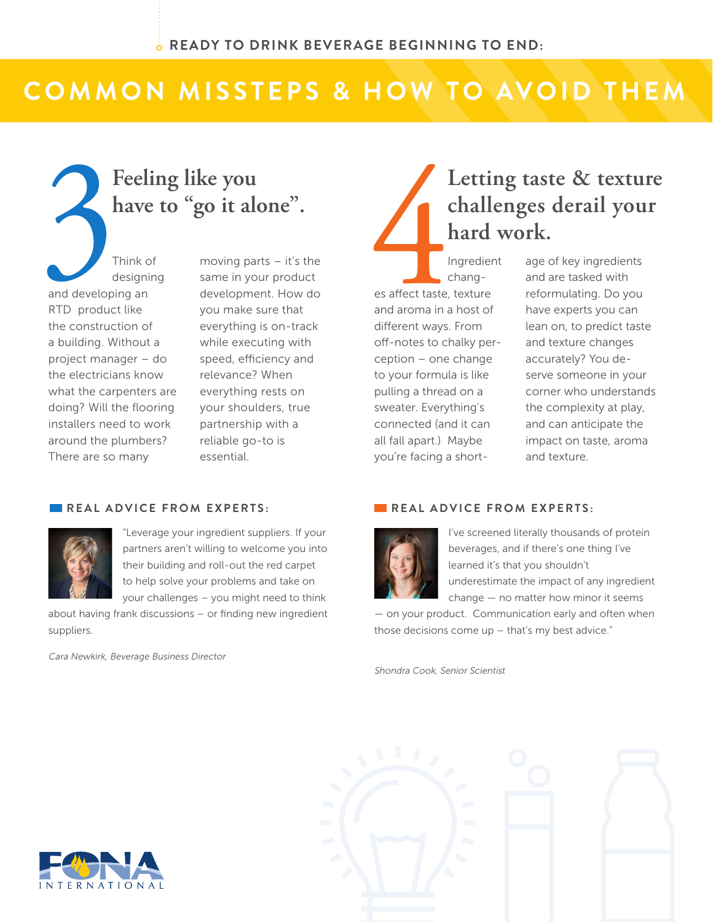READY TO DRINK BEVERAGE BEGINNING TO END:

# COMMON MISSTEPS & HOW TO AVOID THEM

## 3 Feeling like you have to “go it alone”.

Think of designing and developing an RTD product like the construction of a building. Without a project manager – do the electricians know what the carpenters are doing? Will the flooring installers need to work around the plumbers? There are so many moving parts – it’s the same in your product development. How do you make sure that everything is on-track while executing with speed, efficiency and relevance? When everything rests on your shoulders, true partnership with a reliable go-to is essential.

### REAL ADVICE FROM EXPERTS:

“Leverage your ingredient suppliers. If your partners aren’t willing to welcome you into their building and roll-out the red carpet to help solve your problems and take on your challenges – you might need to think about having frank discussions – or finding new ingredient suppliers.

*Cara Newkirk, Beverage Business Director*

## 4 Letting taste & texture challenges derail your hard work.

Ingredient changes affect taste, texture and aroma in a host of different ways. From off-notes to chalky perception – one change to your formula is like pulling a thread on a sweater. Everything’s connected (and it can all fall apart.) Maybe you’re facing a shortage of key ingredients and are tasked with reformulating. Do you have experts you can lean on, to predict taste and texture changes accurately? You deserve someone in your corner who understands the complexity at play, and can anticipate the impact on taste, aroma and texture.

### REAL ADVICE FROM EXPERTS:

I’ve screened literally thousands of protein beverages, and if there’s one thing I’ve learned it’s that you shouldn’t underestimate the impact of any ingredient change — no matter how minor it seems — on your product. Communication early and often when those decisions come up – that’s my best advice.”

*Shondra Cook, Senior Scientist*

FONA INTERNATIONAL